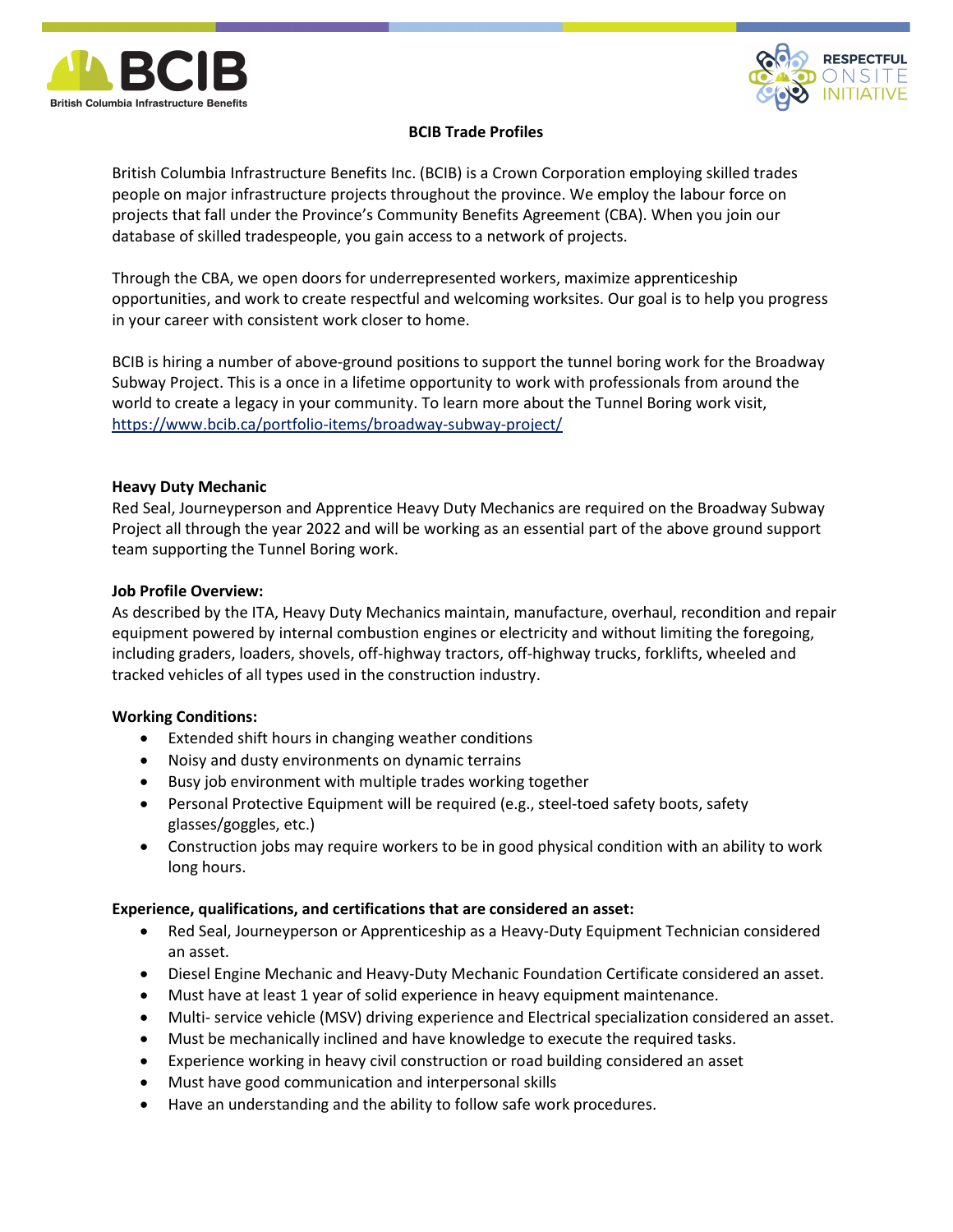# BCIB Trade Profiles

British Columbia Infrastructure Benefits Inc. (BCIB) is a Crown Corporation employing skilled trades people on major infrastructure projects throughout the province. We employ the labour force on projects that fall under the Province's Community Benefits Agreement (CBA). When you join our database of skilled tradespeople, you gain access to a network of projects.

Through the CBA, we open doors for underrepresented workers, maximize apprenticeship opportunities, and work to create respectful and welcoming worksites. Our goal is to help you progress in your career with consistent work closer to home.

BCIB is hiring a number of above-ground positions to support the tunnel boring work for the Broadway Subway Project. This is a once in a lifetime opportunity to work with professionals from around the world to create a legacy in your community. To learn more about the Tunnel Boring work visit, https://www.bcib.ca/portfolio-items/broadway-subway-project/

## Heavy Duty Mechanic

Red Seal, Journeyperson and Apprentice Heavy Duty Mechanics are required on the Broadway Subway Project all through the year 2022 and will be working as an essential part of the above ground support team supporting the Tunnel Boring work.

**Job Profile Overview:**

As described by the ITA, Heavy Duty Mechanics maintain, manufacture, overhaul, recondition and repair equipment powered by internal combustion engines or electricity and without limiting the foregoing, including graders, loaders, shovels, off-highway tractors, off-highway trucks, forklifts, wheeled and tracked vehicles of all types used in the construction industry.

**Working Conditions:**

- Extended shift hours in changing weather conditions
- Noisy and dusty environments on dynamic terrains
- Busy job environment with multiple trades working together
- Personal Protective Equipment will be required (e.g., steel-toed safety boots, safety glasses/goggles, etc.)
- Construction jobs may require workers to be in good physical condition with an ability to work long hours.

**Experience, qualifications, and certifications that are considered an asset:**

- Red Seal, Journeyperson or Apprenticeship as a Heavy-Duty Equipment Technician considered an asset.
- Diesel Engine Mechanic and Heavy-Duty Mechanic Foundation Certificate considered an asset.
- Must have at least 1 year of solid experience in heavy equipment maintenance.
- Multi- service vehicle (MSV) driving experience and Electrical specialization considered an asset.
- Must be mechanically inclined and have knowledge to execute the required tasks.
- Experience working in heavy civil construction or road building considered an asset
- Must have good communication and interpersonal skills
- Have an understanding and the ability to follow safe work procedures.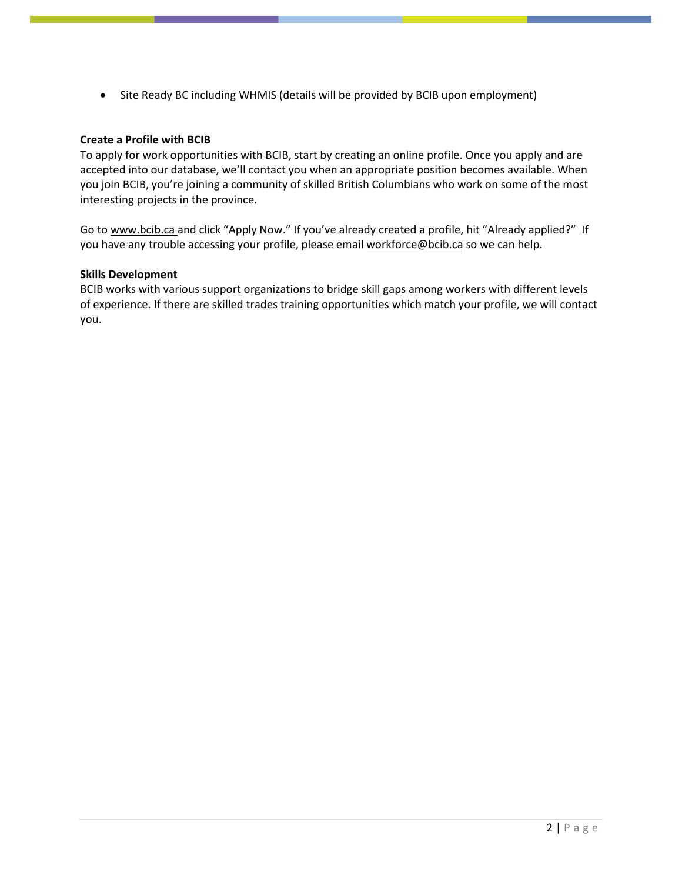- Site Ready BC including WHMIS (details will be provided by BCIB upon employment)

**Create a Profile with BCIB**

To apply for work opportunities with BCIB, start by creating an online profile. Once you apply and are accepted into our database, we'll contact you when an appropriate position becomes available. When you join BCIB, you're joining a community of skilled British Columbians who work on some of the most interesting projects in the province.

Go to www.bcib.ca and click "Apply Now." If you've already created a profile, hit "Already applied?" If you have any trouble accessing your profile, please email workforce@bcib.ca so we can help.

**Skills Development**

BCIB works with various support organizations to bridge skill gaps among workers with different levels of experience. If there are skilled trades training opportunities which match your profile, we will contact you.